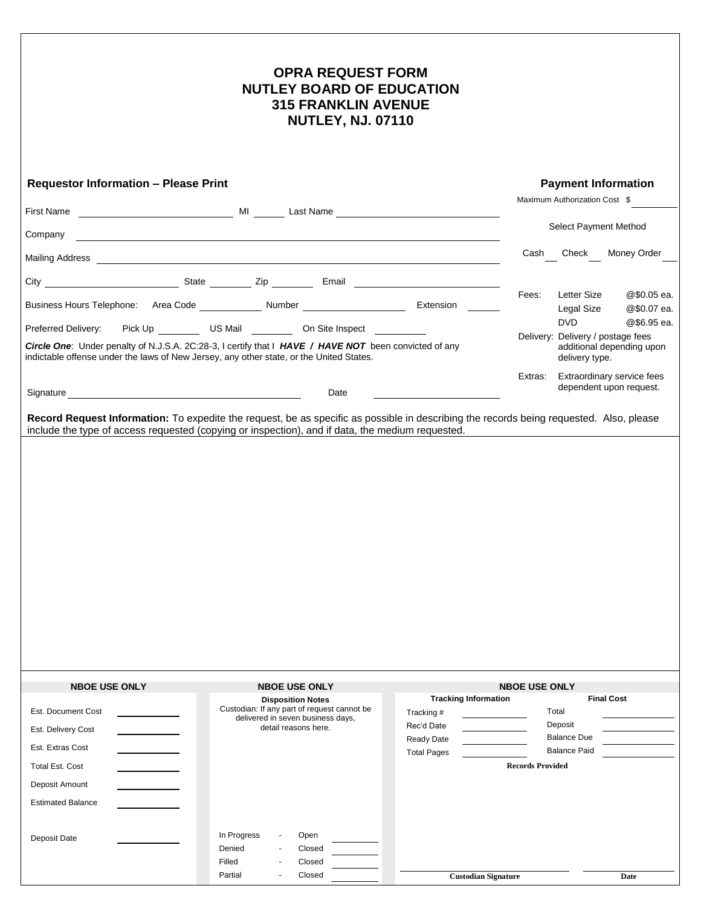# OPRA REQUEST FORM
# NUTLEY BOARD OF EDUCATION
# 315 FRANKLIN AVENUE
# NUTLEY, NJ. 07110

## Requestor Information – Please Print

First Name ______________________ MI _____ Last Name ______________________

Company ______________________________________________

Mailing Address ______________________________________________

City ______________ State ________ Zip ________ Email ______________________

Business Hours Telephone: Area Code __________ Number ________________ Extension ______

Preferred Delivery: Pick Up ________ US Mail ________ On Site Inspect ________

***Circle One***: Under penalty of N.J.S.A. 2C:28-3, I certify that I ***HAVE / HAVE NOT*** been convicted of any indictable offense under the laws of New Jersey, any other state, or the United States.

Signature ______________________________ Date ________________

## Payment Information

Maximum Authorization Cost $ ________

Select Payment Method

Cash ___ Check ___ Money Order ___

| | | |
|---|---|---|
| Fees: | Letter Size | @$0.05 ea. |
| | Legal Size | @$0.07 ea. |
| | DVD | @$6.95 ea. |
| Delivery: | Delivery / postage fees additional depending upon delivery type. | |
| Extras: | Extraordinary service fees dependent upon request. | |

**Record Request Information:** To expedite the request, be as specific as possible in describing the records being requested. Also, please include the type of access requested (copying or inspection), and if data, the medium requested.

---

### NBOE USE ONLY

Est. Document Cost ________

Est. Delivery Cost ________

Est. Extras Cost ________

Total Est. Cost ________

Deposit Amount ________

Estimated Balance ________

Deposit Date ________

### NBOE USE ONLY

**Disposition Notes**

Custodian: If any part of request cannot be delivered in seven business days, detail reasons here.

| | | | |
|---|---|---|---|
| In Progress | - | Open | ________ |
| Denied | - | Closed | ________ |
| Filled | - | Closed | ________ |
| Partial | - | Closed | ________ |

### NBOE USE ONLY

**Tracking Information**

Tracking # ________

Rec'd Date ________

Ready Date ________

Total Pages ________

**Final Cost**

Total ________

Deposit ________

Balance Due ________

Balance Paid ________

**Records Provided**

**Custodian Signature** ________________ **Date** ________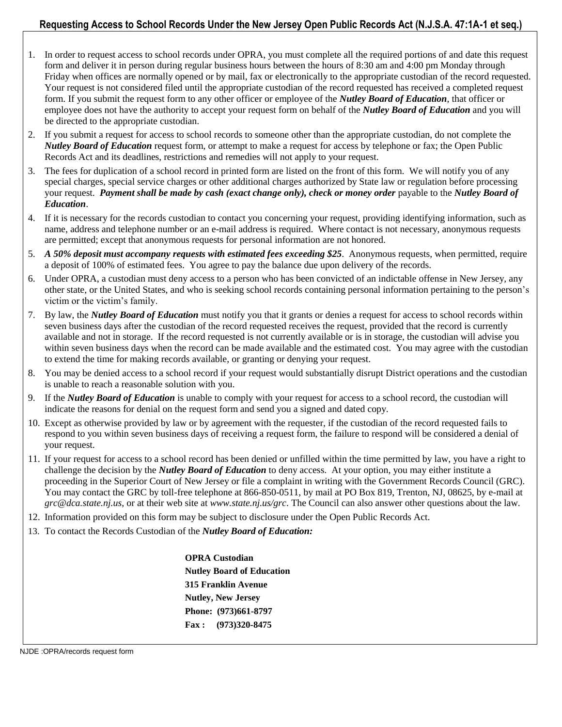## Requesting Access to School Records Under the New Jersey Open Public Records Act (N.J.S.A. 47:1A-1 et seq.)

1. In order to request access to school records under OPRA, you must complete all the required portions of and date this request form and deliver it in person during regular business hours between the hours of 8:30 am and 4:00 pm Monday through Friday when offices are normally opened or by mail, fax or electronically to the appropriate custodian of the record requested. Your request is not considered filed until the appropriate custodian of the record requested has received a completed request form. If you submit the request form to any other officer or employee of the ***Nutley Board of Education***, that officer or employee does not have the authority to accept your request form on behalf of the ***Nutley Board of Education*** and you will be directed to the appropriate custodian.
2. If you submit a request for access to school records to someone other than the appropriate custodian, do not complete the ***Nutley Board of Education*** request form, or attempt to make a request for access by telephone or fax; the Open Public Records Act and its deadlines, restrictions and remedies will not apply to your request.
3. The fees for duplication of a school record in printed form are listed on the front of this form. We will notify you of any special charges, special service charges or other additional charges authorized by State law or regulation before processing your request. ***Payment shall be made by cash (exact change only), check or money order*** payable to the ***Nutley Board of Education***.
4. If it is necessary for the records custodian to contact you concerning your request, providing identifying information, such as name, address and telephone number or an e-mail address is required. Where contact is not necessary, anonymous requests are permitted; except that anonymous requests for personal information are not honored.
5. ***A 50% deposit must accompany requests with estimated fees exceeding $25***. Anonymous requests, when permitted, require a deposit of 100% of estimated fees. You agree to pay the balance due upon delivery of the records.
6. Under OPRA, a custodian must deny access to a person who has been convicted of an indictable offense in New Jersey, any other state, or the United States, and who is seeking school records containing personal information pertaining to the person's victim or the victim's family.
7. By law, the ***Nutley Board of Education*** must notify you that it grants or denies a request for access to school records within seven business days after the custodian of the record requested receives the request, provided that the record is currently available and not in storage. If the record requested is not currently available or is in storage, the custodian will advise you within seven business days when the record can be made available and the estimated cost. You may agree with the custodian to extend the time for making records available, or granting or denying your request.
8. You may be denied access to a school record if your request would substantially disrupt District operations and the custodian is unable to reach a reasonable solution with you.
9. If the ***Nutley Board of Education*** is unable to comply with your request for access to a school record, the custodian will indicate the reasons for denial on the request form and send you a signed and dated copy.
10. Except as otherwise provided by law or by agreement with the requester, if the custodian of the record requested fails to respond to you within seven business days of receiving a request form, the failure to respond will be considered a denial of your request.
11. If your request for access to a school record has been denied or unfilled within the time permitted by law, you have a right to challenge the decision by the ***Nutley Board of Education*** to deny access. At your option, you may either institute a proceeding in the Superior Court of New Jersey or file a complaint in writing with the Government Records Council (GRC). You may contact the GRC by toll-free telephone at 866-850-0511, by mail at PO Box 819, Trenton, NJ, 08625, by e-mail at *grc@dca.state.nj.us*, or at their web site at *www.state.nj.us/grc*. The Council can also answer other questions about the law.
12. Information provided on this form may be subject to disclosure under the Open Public Records Act.
13. To contact the Records Custodian of the ***Nutley Board of Education:***

**OPRA Custodian**
**Nutley Board of Education**
**315 Franklin Avenue**
**Nutley, New Jersey**
**Phone: (973)661-8797**
**Fax : (973)320-8475**

NJDE :OPRA/records request form